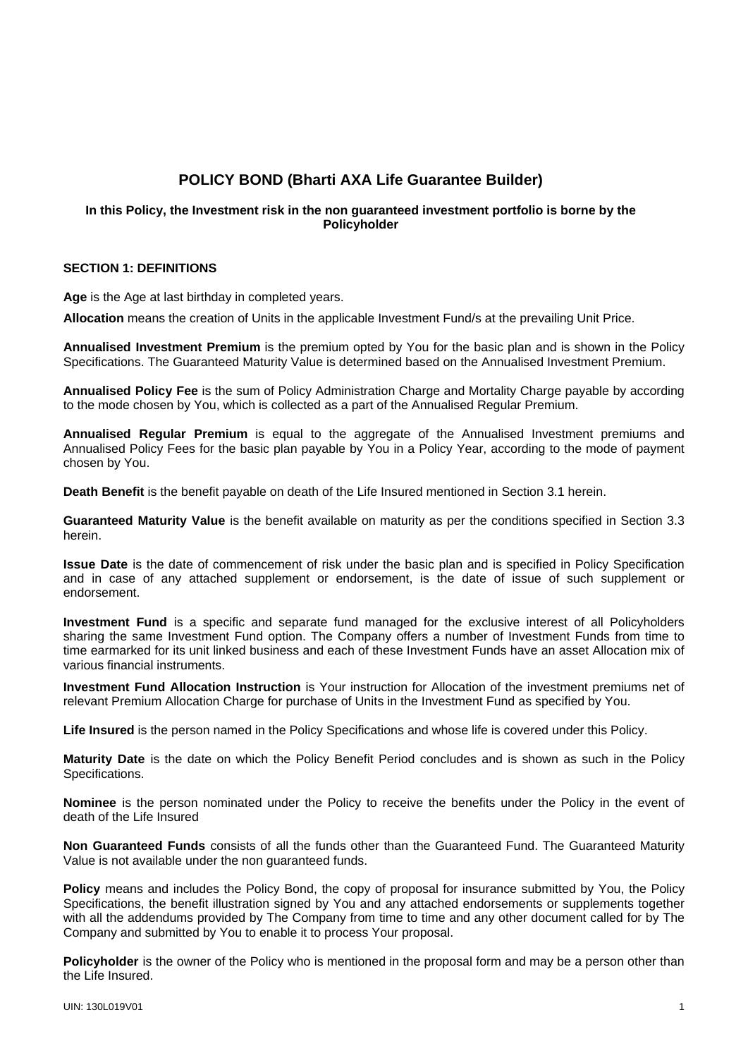# POLICY BOND (Bharti AXA Life Guarantee Builder)

**In this Policy, the Investment risk in the non guaranteed investment portfolio is borne by the Policyholder**

### SECTION 1: DEFINITIONS

**Age** is the Age at last birthday in completed years.

**Allocation** means the creation of Units in the applicable Investment Fund/s at the prevailing Unit Price.

**Annualised Investment Premium** is the premium opted by You for the basic plan and is shown in the Policy Specifications. The Guaranteed Maturity Value is determined based on the Annualised Investment Premium.

**Annualised Policy Fee** is the sum of Policy Administration Charge and Mortality Charge payable by according to the mode chosen by You, which is collected as a part of the Annualised Regular Premium.

**Annualised Regular Premium** is equal to the aggregate of the Annualised Investment premiums and Annualised Policy Fees for the basic plan payable by You in a Policy Year, according to the mode of payment chosen by You.

**Death Benefit** is the benefit payable on death of the Life Insured mentioned in Section 3.1 herein.

**Guaranteed Maturity Value** is the benefit available on maturity as per the conditions specified in Section 3.3 herein.

**Issue Date** is the date of commencement of risk under the basic plan and is specified in Policy Specification and in case of any attached supplement or endorsement, is the date of issue of such supplement or endorsement.

**Investment Fund** is a specific and separate fund managed for the exclusive interest of all Policyholders sharing the same Investment Fund option. The Company offers a number of Investment Funds from time to time earmarked for its unit linked business and each of these Investment Funds have an asset Allocation mix of various financial instruments.

**Investment Fund Allocation Instruction** is Your instruction for Allocation of the investment premiums net of relevant Premium Allocation Charge for purchase of Units in the Investment Fund as specified by You.

**Life Insured** is the person named in the Policy Specifications and whose life is covered under this Policy.

**Maturity Date** is the date on which the Policy Benefit Period concludes and is shown as such in the Policy Specifications.

**Nominee** is the person nominated under the Policy to receive the benefits under the Policy in the event of death of the Life Insured

**Non Guaranteed Funds** consists of all the funds other than the Guaranteed Fund. The Guaranteed Maturity Value is not available under the non guaranteed funds.

**Policy** means and includes the Policy Bond, the copy of proposal for insurance submitted by You, the Policy Specifications, the benefit illustration signed by You and any attached endorsements or supplements together with all the addendums provided by The Company from time to time and any other document called for by The Company and submitted by You to enable it to process Your proposal.

**Policyholder** is the owner of the Policy who is mentioned in the proposal form and may be a person other than the Life Insured.

UIN: 130L019V01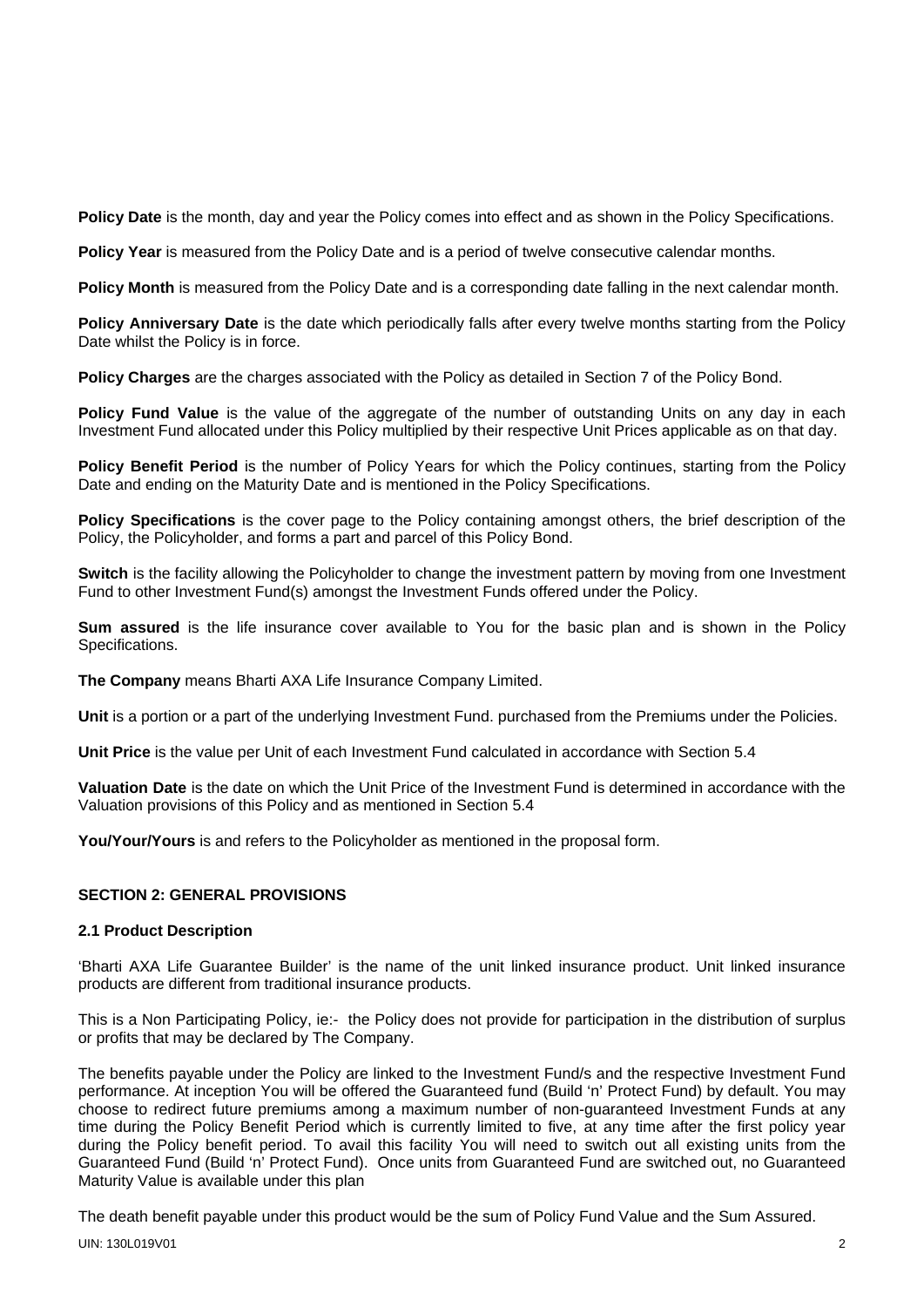**Policy Date** is the month, day and year the Policy comes into effect and as shown in the Policy Specifications.

**Policy Year** is measured from the Policy Date and is a period of twelve consecutive calendar months.

**Policy Month** is measured from the Policy Date and is a corresponding date falling in the next calendar month.

**Policy Anniversary Date** is the date which periodically falls after every twelve months starting from the Policy Date whilst the Policy is in force.

**Policy Charges** are the charges associated with the Policy as detailed in Section 7 of the Policy Bond.

**Policy Fund Value** is the value of the aggregate of the number of outstanding Units on any day in each Investment Fund allocated under this Policy multiplied by their respective Unit Prices applicable as on that day.

**Policy Benefit Period** is the number of Policy Years for which the Policy continues, starting from the Policy Date and ending on the Maturity Date and is mentioned in the Policy Specifications.

**Policy Specifications** is the cover page to the Policy containing amongst others, the brief description of the Policy, the Policyholder, and forms a part and parcel of this Policy Bond.

**Switch** is the facility allowing the Policyholder to change the investment pattern by moving from one Investment Fund to other Investment Fund(s) amongst the Investment Funds offered under the Policy.

**Sum assured** is the life insurance cover available to You for the basic plan and is shown in the Policy Specifications.

**The Company** means Bharti AXA Life Insurance Company Limited.

**Unit** is a portion or a part of the underlying Investment Fund. purchased from the Premiums under the Policies.

**Unit Price** is the value per Unit of each Investment Fund calculated in accordance with Section 5.4

**Valuation Date** is the date on which the Unit Price of the Investment Fund is determined in accordance with the Valuation provisions of this Policy and as mentioned in Section 5.4

**You/Your/Yours** is and refers to the Policyholder as mentioned in the proposal form.

## SECTION 2: GENERAL PROVISIONS

### 2.1 Product Description

'Bharti AXA Life Guarantee Builder' is the name of the unit linked insurance product. Unit linked insurance products are different from traditional insurance products.

This is a Non Participating Policy, ie:- the Policy does not provide for participation in the distribution of surplus or profits that may be declared by The Company.

The benefits payable under the Policy are linked to the Investment Fund/s and the respective Investment Fund performance. At inception You will be offered the Guaranteed fund (Build 'n' Protect Fund) by default. You may choose to redirect future premiums among a maximum number of non-guaranteed Investment Funds at any time during the Policy Benefit Period which is currently limited to five, at any time after the first policy year during the Policy benefit period. To avail this facility You will need to switch out all existing units from the Guaranteed Fund (Build 'n' Protect Fund). Once units from Guaranteed Fund are switched out, no Guaranteed Maturity Value is available under this plan

The death benefit payable under this product would be the sum of Policy Fund Value and the Sum Assured.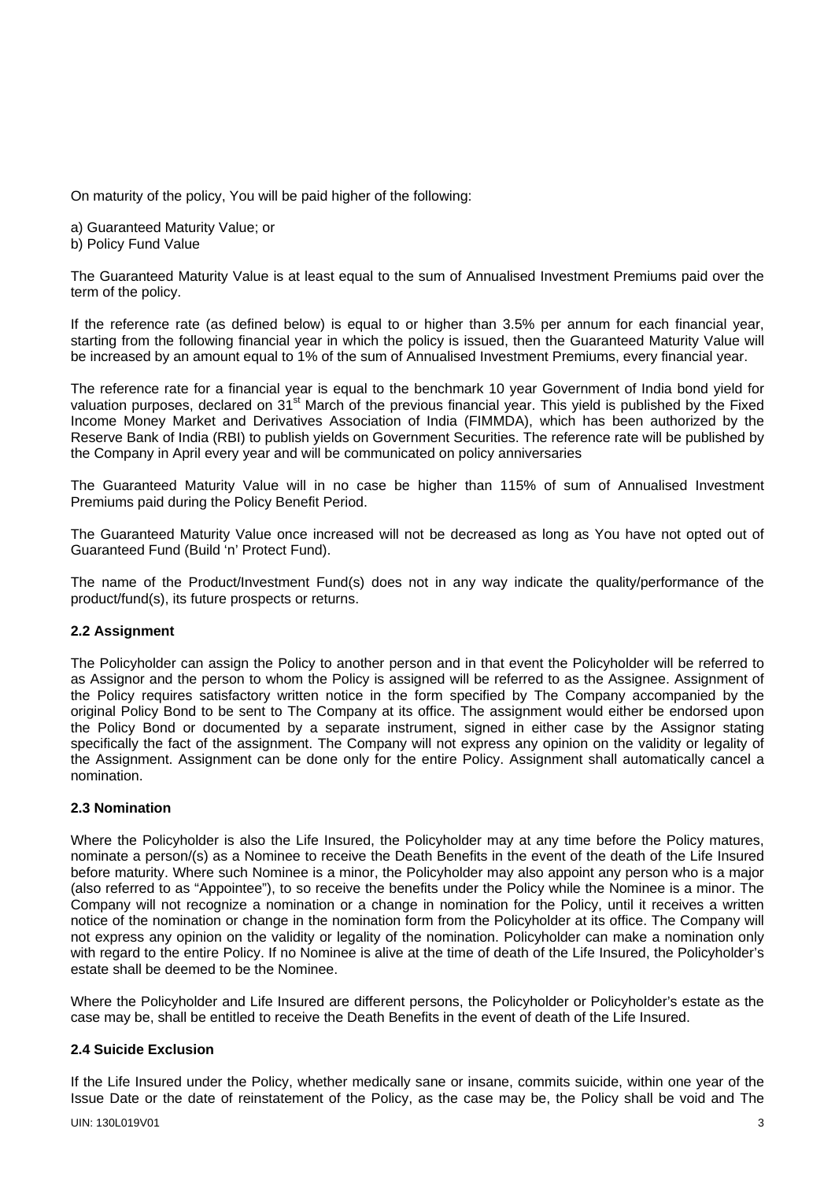On maturity of the policy, You will be paid higher of the following:

a) Guaranteed Maturity Value; or
b) Policy Fund Value

The Guaranteed Maturity Value is at least equal to the sum of Annualised Investment Premiums paid over the term of the policy.

If the reference rate (as defined below) is equal to or higher than 3.5% per annum for each financial year, starting from the following financial year in which the policy is issued, then the Guaranteed Maturity Value will be increased by an amount equal to 1% of the sum of Annualised Investment Premiums, every financial year.

The reference rate for a financial year is equal to the benchmark 10 year Government of India bond yield for valuation purposes, declared on 31st March of the previous financial year. This yield is published by the Fixed Income Money Market and Derivatives Association of India (FIMMDA), which has been authorized by the Reserve Bank of India (RBI) to publish yields on Government Securities. The reference rate will be published by the Company in April every year and will be communicated on policy anniversaries

The Guaranteed Maturity Value will in no case be higher than 115% of sum of Annualised Investment Premiums paid during the Policy Benefit Period.

The Guaranteed Maturity Value once increased will not be decreased as long as You have not opted out of Guaranteed Fund (Build 'n' Protect Fund).

The name of the Product/Investment Fund(s) does not in any way indicate the quality/performance of the product/fund(s), its future prospects or returns.

### 2.2 Assignment

The Policyholder can assign the Policy to another person and in that event the Policyholder will be referred to as Assignor and the person to whom the Policy is assigned will be referred to as the Assignee. Assignment of the Policy requires satisfactory written notice in the form specified by The Company accompanied by the original Policy Bond to be sent to The Company at its office. The assignment would either be endorsed upon the Policy Bond or documented by a separate instrument, signed in either case by the Assignor stating specifically the fact of the assignment. The Company will not express any opinion on the validity or legality of the Assignment. Assignment can be done only for the entire Policy. Assignment shall automatically cancel a nomination.

### 2.3 Nomination

Where the Policyholder is also the Life Insured, the Policyholder may at any time before the Policy matures, nominate a person/(s) as a Nominee to receive the Death Benefits in the event of the death of the Life Insured before maturity. Where such Nominee is a minor, the Policyholder may also appoint any person who is a major (also referred to as "Appointee"), to so receive the benefits under the Policy while the Nominee is a minor. The Company will not recognize a nomination or a change in nomination for the Policy, until it receives a written notice of the nomination or change in the nomination form from the Policyholder at its office. The Company will not express any opinion on the validity or legality of the nomination. Policyholder can make a nomination only with regard to the entire Policy. If no Nominee is alive at the time of death of the Life Insured, the Policyholder's estate shall be deemed to be the Nominee.

Where the Policyholder and Life Insured are different persons, the Policyholder or Policyholder's estate as the case may be, shall be entitled to receive the Death Benefits in the event of death of the Life Insured.

### 2.4 Suicide Exclusion

If the Life Insured under the Policy, whether medically sane or insane, commits suicide, within one year of the Issue Date or the date of reinstatement of the Policy, as the case may be, the Policy shall be void and The

UIN: 130L019V01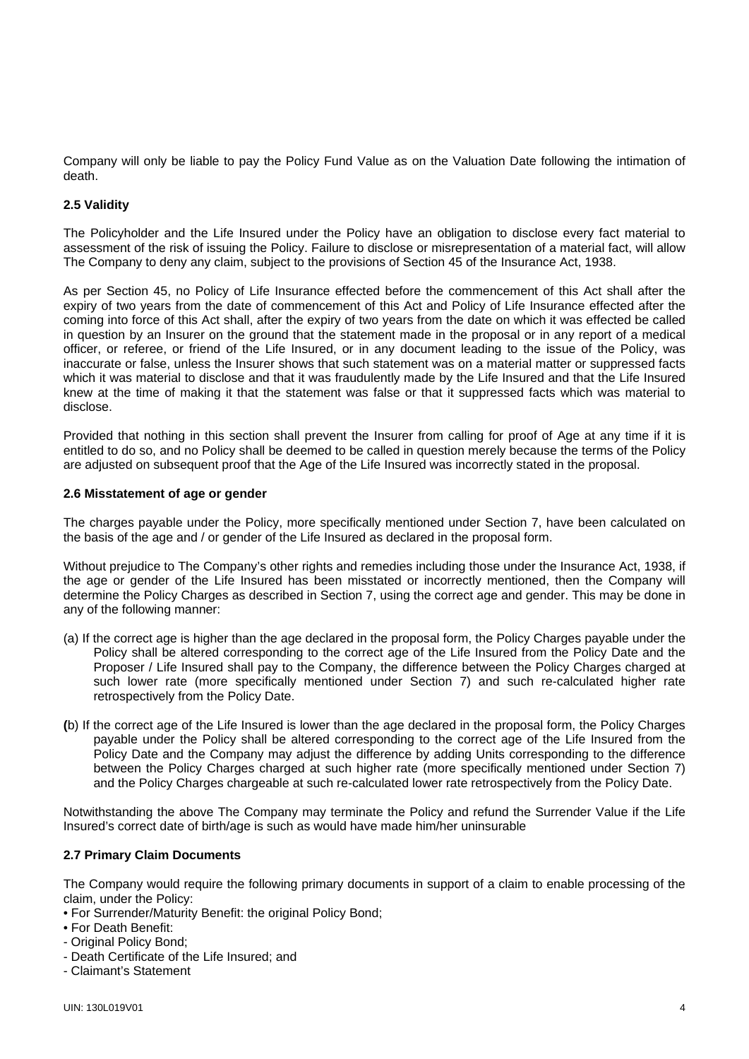Company will only be liable to pay the Policy Fund Value as on the Valuation Date following the intimation of death.

**2.5 Validity**

The Policyholder and the Life Insured under the Policy have an obligation to disclose every fact material to assessment of the risk of issuing the Policy. Failure to disclose or misrepresentation of a material fact, will allow The Company to deny any claim, subject to the provisions of Section 45 of the Insurance Act, 1938.

As per Section 45, no Policy of Life Insurance effected before the commencement of this Act shall after the expiry of two years from the date of commencement of this Act and Policy of Life Insurance effected after the coming into force of this Act shall, after the expiry of two years from the date on which it was effected be called in question by an Insurer on the ground that the statement made in the proposal or in any report of a medical officer, or referee, or friend of the Life Insured, or in any document leading to the issue of the Policy, was inaccurate or false, unless the Insurer shows that such statement was on a material matter or suppressed facts which it was material to disclose and that it was fraudulently made by the Life Insured and that the Life Insured knew at the time of making it that the statement was false or that it suppressed facts which was material to disclose.

Provided that nothing in this section shall prevent the Insurer from calling for proof of Age at any time if it is entitled to do so, and no Policy shall be deemed to be called in question merely because the terms of the Policy are adjusted on subsequent proof that the Age of the Life Insured was incorrectly stated in the proposal.

**2.6 Misstatement of age or gender**

The charges payable under the Policy, more specifically mentioned under Section 7, have been calculated on the basis of the age and / or gender of the Life Insured as declared in the proposal form.

Without prejudice to The Company's other rights and remedies including those under the Insurance Act, 1938, if the age or gender of the Life Insured has been misstated or incorrectly mentioned, then the Company will determine the Policy Charges as described in Section 7, using the correct age and gender. This may be done in any of the following manner:

(a) If the correct age is higher than the age declared in the proposal form, the Policy Charges payable under the Policy shall be altered corresponding to the correct age of the Life Insured from the Policy Date and the Proposer / Life Insured shall pay to the Company, the difference between the Policy Charges charged at such lower rate (more specifically mentioned under Section 7) and such re-calculated higher rate retrospectively from the Policy Date.

(b) If the correct age of the Life Insured is lower than the age declared in the proposal form, the Policy Charges payable under the Policy shall be altered corresponding to the correct age of the Life Insured from the Policy Date and the Company may adjust the difference by adding Units corresponding to the difference between the Policy Charges charged at such higher rate (more specifically mentioned under Section 7) and the Policy Charges chargeable at such re-calculated lower rate retrospectively from the Policy Date.

Notwithstanding the above The Company may terminate the Policy and refund the Surrender Value if the Life Insured's correct date of birth/age is such as would have made him/her uninsurable

**2.7 Primary Claim Documents**

The Company would require the following primary documents in support of a claim to enable processing of the claim, under the Policy:

- For Surrender/Maturity Benefit: the original Policy Bond;
- For Death Benefit:
  - Original Policy Bond;
  - Death Certificate of the Life Insured; and
  - Claimant's Statement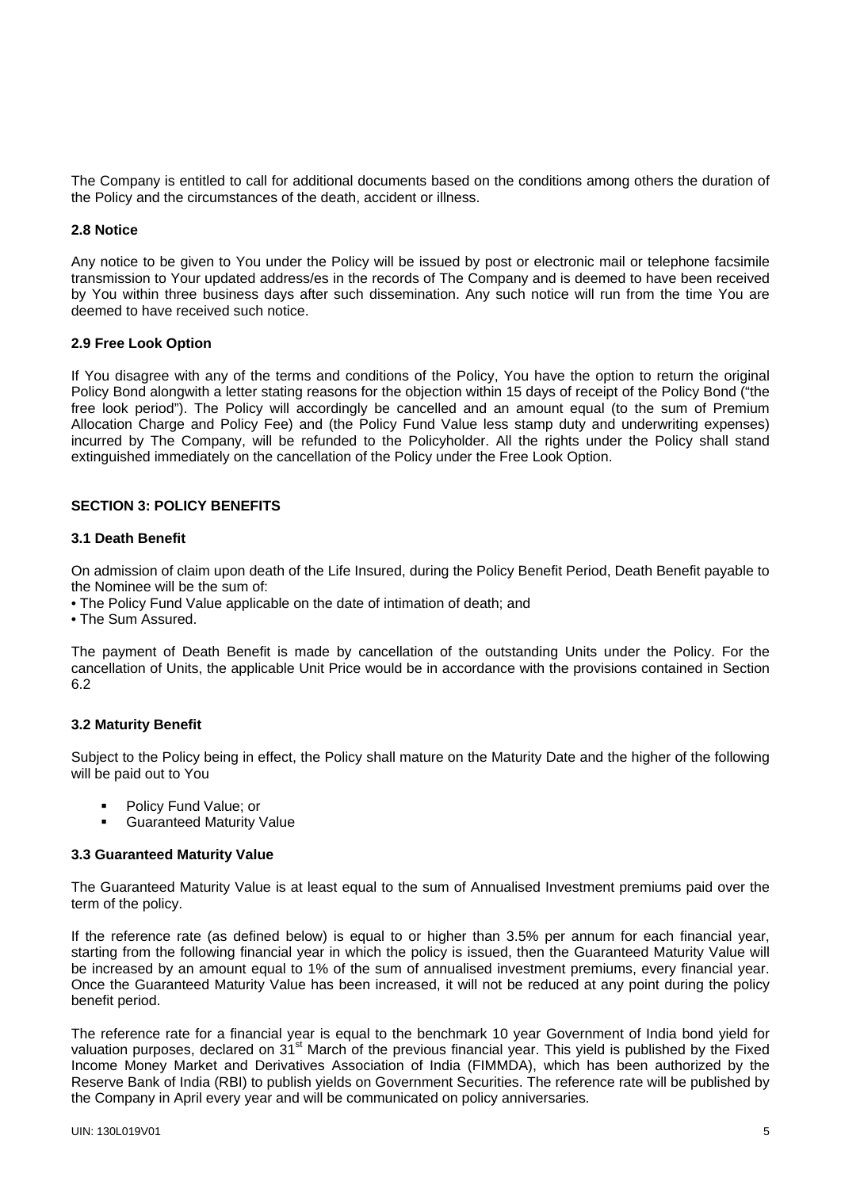The Company is entitled to call for additional documents based on the conditions among others the duration of the Policy and the circumstances of the death, accident or illness.

### 2.8 Notice

Any notice to be given to You under the Policy will be issued by post or electronic mail or telephone facsimile transmission to Your updated address/es in the records of The Company and is deemed to have been received by You within three business days after such dissemination. Any such notice will run from the time You are deemed to have received such notice.

### 2.9 Free Look Option

If You disagree with any of the terms and conditions of the Policy, You have the option to return the original Policy Bond alongwith a letter stating reasons for the objection within 15 days of receipt of the Policy Bond ("the free look period"). The Policy will accordingly be cancelled and an amount equal (to the sum of Premium Allocation Charge and Policy Fee) and (the Policy Fund Value less stamp duty and underwriting expenses) incurred by The Company, will be refunded to the Policyholder. All the rights under the Policy shall stand extinguished immediately on the cancellation of the Policy under the Free Look Option.

## SECTION 3: POLICY BENEFITS

### 3.1 Death Benefit

On admission of claim upon death of the Life Insured, during the Policy Benefit Period, Death Benefit payable to the Nominee will be the sum of:

- The Policy Fund Value applicable on the date of intimation of death; and
- The Sum Assured.

The payment of Death Benefit is made by cancellation of the outstanding Units under the Policy. For the cancellation of Units, the applicable Unit Price would be in accordance with the provisions contained in Section 6.2

### 3.2 Maturity Benefit

Subject to the Policy being in effect, the Policy shall mature on the Maturity Date and the higher of the following will be paid out to You

- Policy Fund Value; or
- Guaranteed Maturity Value

### 3.3 Guaranteed Maturity Value

The Guaranteed Maturity Value is at least equal to the sum of Annualised Investment premiums paid over the term of the policy.

If the reference rate (as defined below) is equal to or higher than 3.5% per annum for each financial year, starting from the following financial year in which the policy is issued, then the Guaranteed Maturity Value will be increased by an amount equal to 1% of the sum of annualised investment premiums, every financial year. Once the Guaranteed Maturity Value has been increased, it will not be reduced at any point during the policy benefit period.

The reference rate for a financial year is equal to the benchmark 10 year Government of India bond yield for valuation purposes, declared on 31st March of the previous financial year. This yield is published by the Fixed Income Money Market and Derivatives Association of India (FIMMDA), which has been authorized by the Reserve Bank of India (RBI) to publish yields on Government Securities. The reference rate will be published by the Company in April every year and will be communicated on policy anniversaries.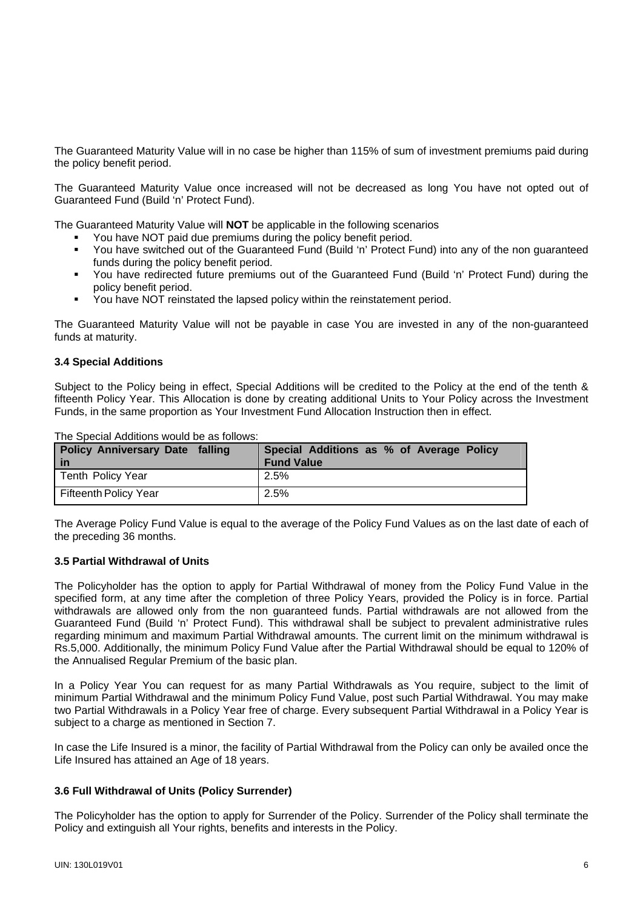The Guaranteed Maturity Value will in no case be higher than 115% of sum of investment premiums paid during the policy benefit period.

The Guaranteed Maturity Value once increased will not be decreased as long You have not opted out of Guaranteed Fund (Build 'n' Protect Fund).

The Guaranteed Maturity Value will **NOT** be applicable in the following scenarios

- You have NOT paid due premiums during the policy benefit period.
- You have switched out of the Guaranteed Fund (Build 'n' Protect Fund) into any of the non guaranteed funds during the policy benefit period.
- You have redirected future premiums out of the Guaranteed Fund (Build 'n' Protect Fund) during the policy benefit period.
- You have NOT reinstated the lapsed policy within the reinstatement period.

The Guaranteed Maturity Value will not be payable in case You are invested in any of the non-guaranteed funds at maturity.

### 3.4 Special Additions

Subject to the Policy being in effect, Special Additions will be credited to the Policy at the end of the tenth & fifteenth Policy Year. This Allocation is done by creating additional Units to Your Policy across the Investment Funds, in the same proportion as Your Investment Fund Allocation Instruction then in effect.

The Special Additions would be as follows:

| Policy Anniversary Date falling in | Special Additions as % of Average Policy Fund Value |
|---|---|
| Tenth Policy Year | 2.5% |
| Fifteenth Policy Year | 2.5% |

The Average Policy Fund Value is equal to the average of the Policy Fund Values as on the last date of each of the preceding 36 months.

### 3.5 Partial Withdrawal of Units

The Policyholder has the option to apply for Partial Withdrawal of money from the Policy Fund Value in the specified form, at any time after the completion of three Policy Years, provided the Policy is in force. Partial withdrawals are allowed only from the non guaranteed funds. Partial withdrawals are not allowed from the Guaranteed Fund (Build 'n' Protect Fund). This withdrawal shall be subject to prevalent administrative rules regarding minimum and maximum Partial Withdrawal amounts. The current limit on the minimum withdrawal is Rs.5,000. Additionally, the minimum Policy Fund Value after the Partial Withdrawal should be equal to 120% of the Annualised Regular Premium of the basic plan.

In a Policy Year You can request for as many Partial Withdrawals as You require, subject to the limit of minimum Partial Withdrawal and the minimum Policy Fund Value, post such Partial Withdrawal. You may make two Partial Withdrawals in a Policy Year free of charge. Every subsequent Partial Withdrawal in a Policy Year is subject to a charge as mentioned in Section 7.

In case the Life Insured is a minor, the facility of Partial Withdrawal from the Policy can only be availed once the Life Insured has attained an Age of 18 years.

### 3.6 Full Withdrawal of Units (Policy Surrender)

The Policyholder has the option to apply for Surrender of the Policy. Surrender of the Policy shall terminate the Policy and extinguish all Your rights, benefits and interests in the Policy.

UIN: 130L019V01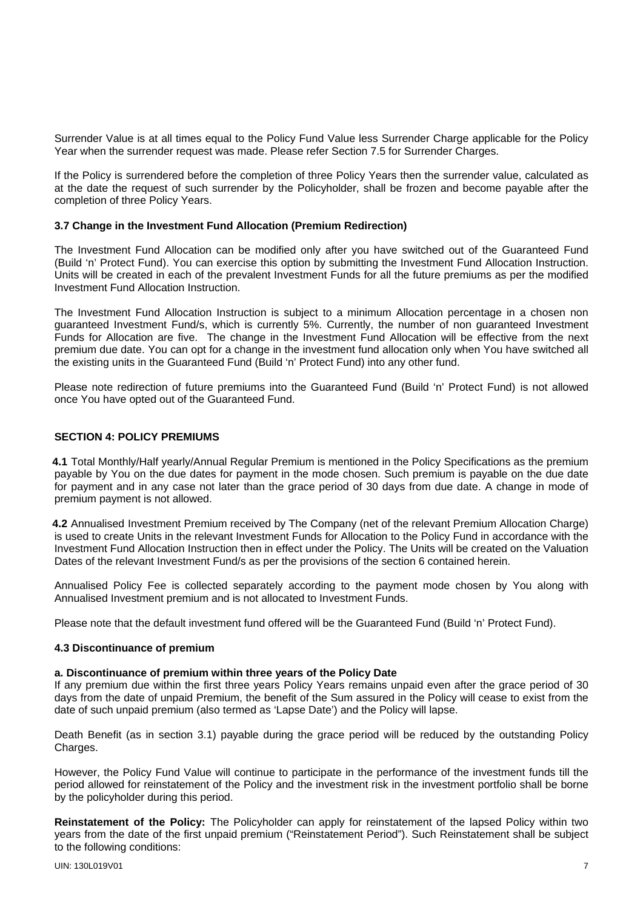Surrender Value is at all times equal to the Policy Fund Value less Surrender Charge applicable for the Policy Year when the surrender request was made. Please refer Section 7.5 for Surrender Charges.

If the Policy is surrendered before the completion of three Policy Years then the surrender value, calculated as at the date the request of such surrender by the Policyholder, shall be frozen and become payable after the completion of three Policy Years.

### 3.7 Change in the Investment Fund Allocation (Premium Redirection)

The Investment Fund Allocation can be modified only after you have switched out of the Guaranteed Fund (Build 'n' Protect Fund). You can exercise this option by submitting the Investment Fund Allocation Instruction. Units will be created in each of the prevalent Investment Funds for all the future premiums as per the modified Investment Fund Allocation Instruction.

The Investment Fund Allocation Instruction is subject to a minimum Allocation percentage in a chosen non guaranteed Investment Fund/s, which is currently 5%. Currently, the number of non guaranteed Investment Funds for Allocation are five. The change in the Investment Fund Allocation will be effective from the next premium due date. You can opt for a change in the investment fund allocation only when You have switched all the existing units in the Guaranteed Fund (Build 'n' Protect Fund) into any other fund.

Please note redirection of future premiums into the Guaranteed Fund (Build 'n' Protect Fund) is not allowed once You have opted out of the Guaranteed Fund.

## SECTION 4: POLICY PREMIUMS

**4.1** Total Monthly/Half yearly/Annual Regular Premium is mentioned in the Policy Specifications as the premium payable by You on the due dates for payment in the mode chosen. Such premium is payable on the due date for payment and in any case not later than the grace period of 30 days from due date. A change in mode of premium payment is not allowed.

**4.2** Annualised Investment Premium received by The Company (net of the relevant Premium Allocation Charge) is used to create Units in the relevant Investment Funds for Allocation to the Policy Fund in accordance with the Investment Fund Allocation Instruction then in effect under the Policy. The Units will be created on the Valuation Dates of the relevant Investment Fund/s as per the provisions of the section 6 contained herein.

Annualised Policy Fee is collected separately according to the payment mode chosen by You along with Annualised Investment premium and is not allocated to Investment Funds.

Please note that the default investment fund offered will be the Guaranteed Fund (Build 'n' Protect Fund).

### 4.3 Discontinuance of premium

**a. Discontinuance of premium within three years of the Policy Date**

If any premium due within the first three years Policy Years remains unpaid even after the grace period of 30 days from the date of unpaid Premium, the benefit of the Sum assured in the Policy will cease to exist from the date of such unpaid premium (also termed as 'Lapse Date') and the Policy will lapse.

Death Benefit (as in section 3.1) payable during the grace period will be reduced by the outstanding Policy Charges.

However, the Policy Fund Value will continue to participate in the performance of the investment funds till the period allowed for reinstatement of the Policy and the investment risk in the investment portfolio shall be borne by the policyholder during this period.

**Reinstatement of the Policy:** The Policyholder can apply for reinstatement of the lapsed Policy within two years from the date of the first unpaid premium ("Reinstatement Period"). Such Reinstatement shall be subject to the following conditions: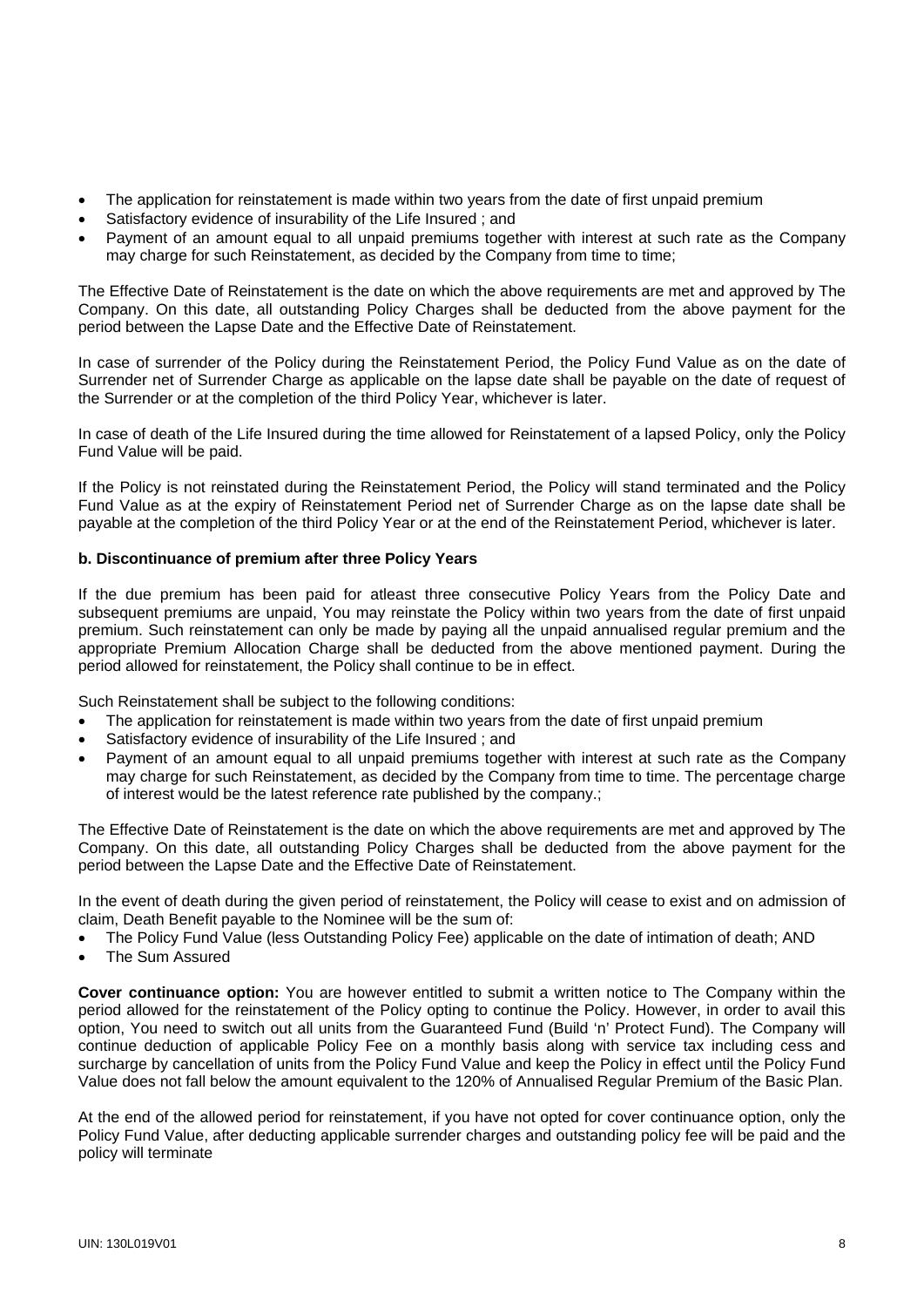- The application for reinstatement is made within two years from the date of first unpaid premium
- Satisfactory evidence of insurability of the Life Insured ; and
- Payment of an amount equal to all unpaid premiums together with interest at such rate as the Company may charge for such Reinstatement, as decided by the Company from time to time;

The Effective Date of Reinstatement is the date on which the above requirements are met and approved by The Company. On this date, all outstanding Policy Charges shall be deducted from the above payment for the period between the Lapse Date and the Effective Date of Reinstatement.

In case of surrender of the Policy during the Reinstatement Period, the Policy Fund Value as on the date of Surrender net of Surrender Charge as applicable on the lapse date shall be payable on the date of request of the Surrender or at the completion of the third Policy Year, whichever is later.

In case of death of the Life Insured during the time allowed for Reinstatement of a lapsed Policy, only the Policy Fund Value will be paid.

If the Policy is not reinstated during the Reinstatement Period, the Policy will stand terminated and the Policy Fund Value as at the expiry of Reinstatement Period net of Surrender Charge as on the lapse date shall be payable at the completion of the third Policy Year or at the end of the Reinstatement Period, whichever is later.

**b. Discontinuance of premium after three Policy Years**

If the due premium has been paid for atleast three consecutive Policy Years from the Policy Date and subsequent premiums are unpaid, You may reinstate the Policy within two years from the date of first unpaid premium. Such reinstatement can only be made by paying all the unpaid annualised regular premium and the appropriate Premium Allocation Charge shall be deducted from the above mentioned payment. During the period allowed for reinstatement, the Policy shall continue to be in effect.

Such Reinstatement shall be subject to the following conditions:

- The application for reinstatement is made within two years from the date of first unpaid premium
- Satisfactory evidence of insurability of the Life Insured ; and
- Payment of an amount equal to all unpaid premiums together with interest at such rate as the Company may charge for such Reinstatement, as decided by the Company from time to time. The percentage charge of interest would be the latest reference rate published by the company.;

The Effective Date of Reinstatement is the date on which the above requirements are met and approved by The Company. On this date, all outstanding Policy Charges shall be deducted from the above payment for the period between the Lapse Date and the Effective Date of Reinstatement.

In the event of death during the given period of reinstatement, the Policy will cease to exist and on admission of claim, Death Benefit payable to the Nominee will be the sum of:

- The Policy Fund Value (less Outstanding Policy Fee) applicable on the date of intimation of death; AND
- The Sum Assured

**Cover continuance option:** You are however entitled to submit a written notice to The Company within the period allowed for the reinstatement of the Policy opting to continue the Policy. However, in order to avail this option, You need to switch out all units from the Guaranteed Fund (Build 'n' Protect Fund). The Company will continue deduction of applicable Policy Fee on a monthly basis along with service tax including cess and surcharge by cancellation of units from the Policy Fund Value and keep the Policy in effect until the Policy Fund Value does not fall below the amount equivalent to the 120% of Annualised Regular Premium of the Basic Plan.

At the end of the allowed period for reinstatement, if you have not opted for cover continuance option, only the Policy Fund Value, after deducting applicable surrender charges and outstanding policy fee will be paid and the policy will terminate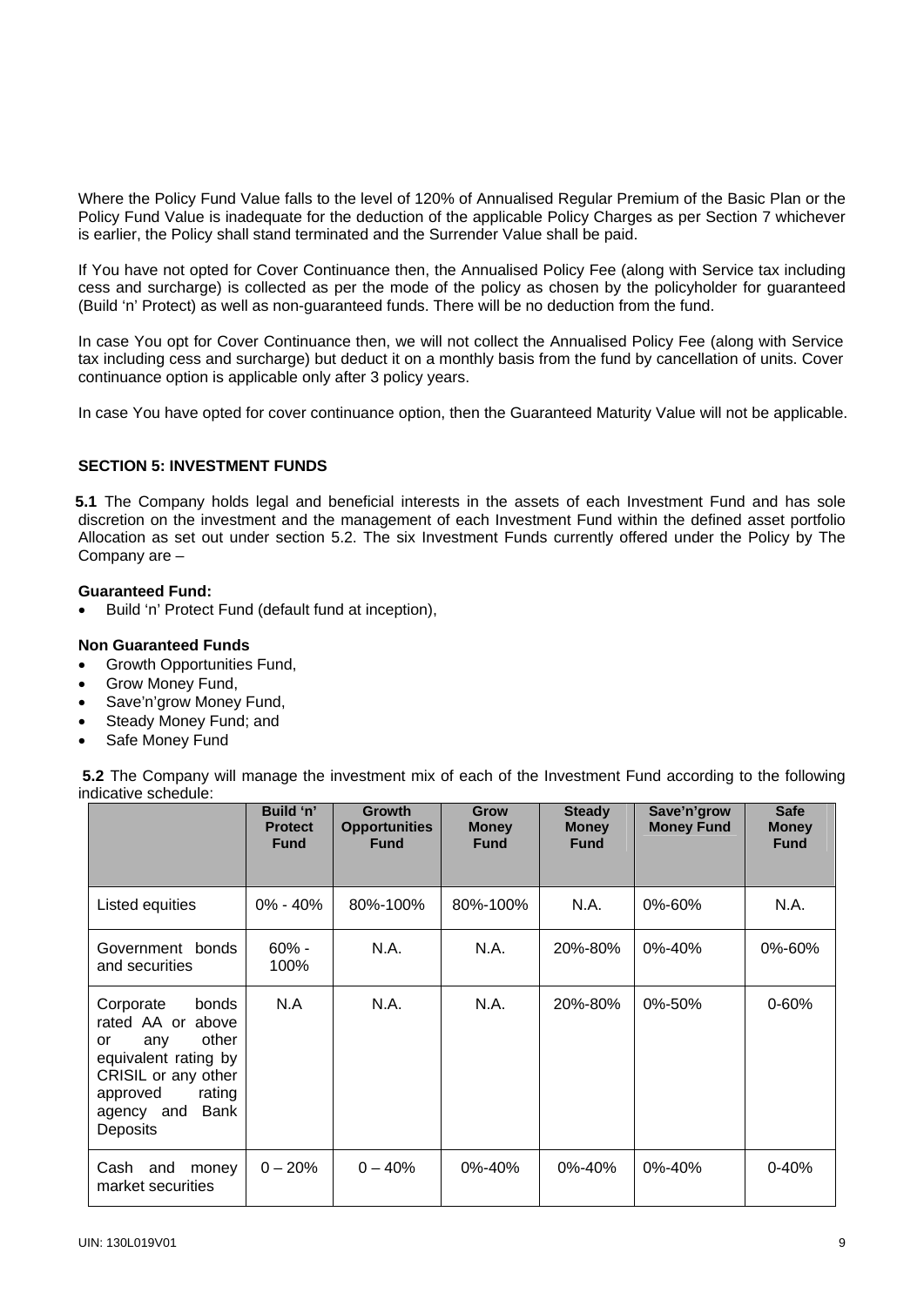Where the Policy Fund Value falls to the level of 120% of Annualised Regular Premium of the Basic Plan or the Policy Fund Value is inadequate for the deduction of the applicable Policy Charges as per Section 7 whichever is earlier, the Policy shall stand terminated and the Surrender Value shall be paid.

If You have not opted for Cover Continuance then, the Annualised Policy Fee (along with Service tax including cess and surcharge) is collected as per the mode of the policy as chosen by the policyholder for guaranteed (Build 'n' Protect) as well as non-guaranteed funds. There will be no deduction from the fund.

In case You opt for Cover Continuance then, we will not collect the Annualised Policy Fee (along with Service tax including cess and surcharge) but deduct it on a monthly basis from the fund by cancellation of units. Cover continuance option is applicable only after 3 policy years.

In case You have opted for cover continuance option, then the Guaranteed Maturity Value will not be applicable.

## SECTION 5: INVESTMENT FUNDS

**5.1** The Company holds legal and beneficial interests in the assets of each Investment Fund and has sole discretion on the investment and the management of each Investment Fund within the defined asset portfolio Allocation as set out under section 5.2. The six Investment Funds currently offered under the Policy by The Company are –

**Guaranteed Fund:**

- Build 'n' Protect Fund (default fund at inception),

**Non Guaranteed Funds**

- Growth Opportunities Fund,
- Grow Money Fund,
- Save'n'grow Money Fund,
- Steady Money Fund; and
- Safe Money Fund

**5.2** The Company will manage the investment mix of each of the Investment Fund according to the following indicative schedule:

| | Build 'n' Protect Fund | Growth Opportunities Fund | Grow Money Fund | Steady Money Fund | Save'n'grow Money Fund | Safe Money Fund |
|---|---|---|---|---|---|---|
| Listed equities | 0% - 40% | 80%-100% | 80%-100% | N.A. | 0%-60% | N.A. |
| Government bonds and securities | 60% - 100% | N.A. | N.A. | 20%-80% | 0%-40% | 0%-60% |
| Corporate bonds rated AA or above or any other equivalent rating by CRISIL or any other approved rating agency and Bank Deposits | N.A | N.A. | N.A. | 20%-80% | 0%-50% | 0-60% |
| Cash and money market securities | 0 – 20% | 0 – 40% | 0%-40% | 0%-40% | 0%-40% | 0-40% |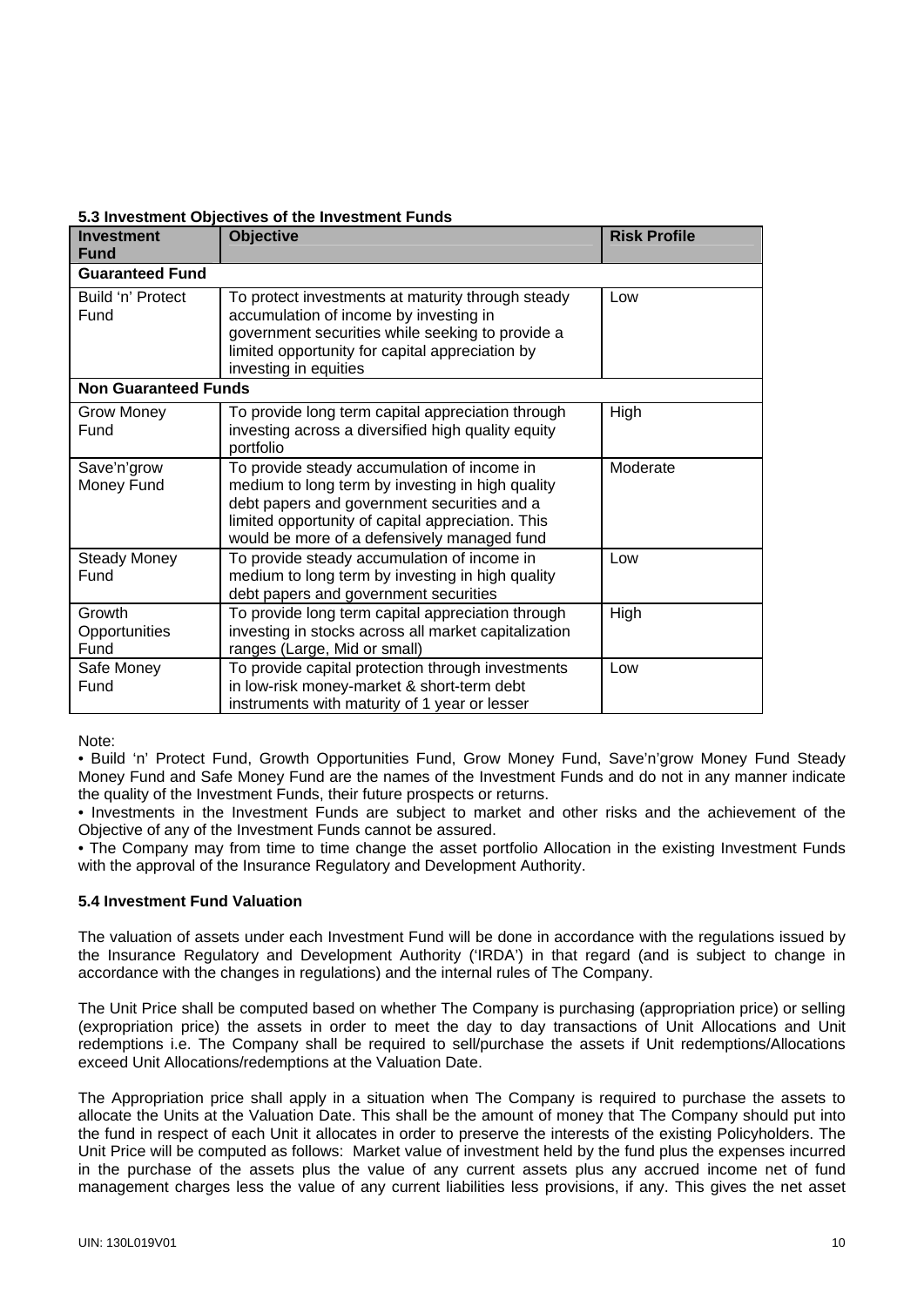### 5.3 Investment Objectives of the Investment Funds

| Investment Fund | Objective | Risk Profile |
|---|---|---|
| **Guaranteed Fund** | | |
| Build 'n' Protect Fund | To protect investments at maturity through steady accumulation of income by investing in government securities while seeking to provide a limited opportunity for capital appreciation by investing in equities | Low |
| **Non Guaranteed Funds** | | |
| Grow Money Fund | To provide long term capital appreciation through investing across a diversified high quality equity portfolio | High |
| Save'n'grow Money Fund | To provide steady accumulation of income in medium to long term by investing in high quality debt papers and government securities and a limited opportunity of capital appreciation. This would be more of a defensively managed fund | Moderate |
| Steady Money Fund | To provide steady accumulation of income in medium to long term by investing in high quality debt papers and government securities | Low |
| Growth Opportunities Fund | To provide long term capital appreciation through investing in stocks across all market capitalization ranges (Large, Mid or small) | High |
| Safe Money Fund | To provide capital protection through investments in low-risk money-market & short-term debt instruments with maturity of 1 year or lesser | Low |

Note:

- Build 'n' Protect Fund, Growth Opportunities Fund, Grow Money Fund, Save'n'grow Money Fund Steady Money Fund and Safe Money Fund are the names of the Investment Funds and do not in any manner indicate the quality of the Investment Funds, their future prospects or returns.
- Investments in the Investment Funds are subject to market and other risks and the achievement of the Objective of any of the Investment Funds cannot be assured.
- The Company may from time to time change the asset portfolio Allocation in the existing Investment Funds with the approval of the Insurance Regulatory and Development Authority.

### 5.4 Investment Fund Valuation

The valuation of assets under each Investment Fund will be done in accordance with the regulations issued by the Insurance Regulatory and Development Authority ('IRDA') in that regard (and is subject to change in accordance with the changes in regulations) and the internal rules of The Company.

The Unit Price shall be computed based on whether The Company is purchasing (appropriation price) or selling (expropriation price) the assets in order to meet the day to day transactions of Unit Allocations and Unit redemptions i.e. The Company shall be required to sell/purchase the assets if Unit redemptions/Allocations exceed Unit Allocations/redemptions at the Valuation Date.

The Appropriation price shall apply in a situation when The Company is required to purchase the assets to allocate the Units at the Valuation Date. This shall be the amount of money that The Company should put into the fund in respect of each Unit it allocates in order to preserve the interests of the existing Policyholders. The Unit Price will be computed as follows: Market value of investment held by the fund plus the expenses incurred in the purchase of the assets plus the value of any current assets plus any accrued income net of fund management charges less the value of any current liabilities less provisions, if any. This gives the net asset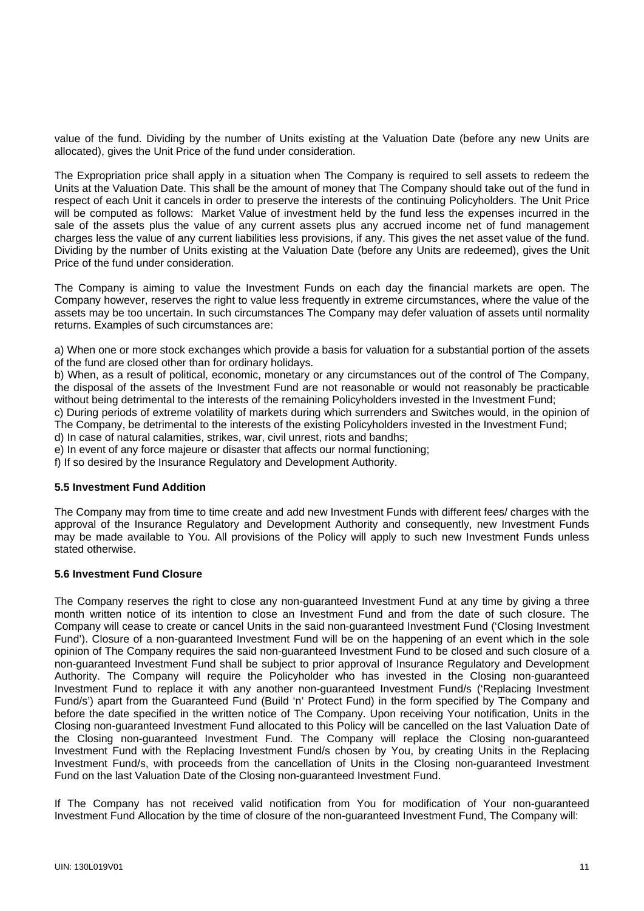value of the fund. Dividing by the number of Units existing at the Valuation Date (before any new Units are allocated), gives the Unit Price of the fund under consideration.

The Expropriation price shall apply in a situation when The Company is required to sell assets to redeem the Units at the Valuation Date. This shall be the amount of money that The Company should take out of the fund in respect of each Unit it cancels in order to preserve the interests of the continuing Policyholders. The Unit Price will be computed as follows: Market Value of investment held by the fund less the expenses incurred in the sale of the assets plus the value of any current assets plus any accrued income net of fund management charges less the value of any current liabilities less provisions, if any. This gives the net asset value of the fund. Dividing by the number of Units existing at the Valuation Date (before any Units are redeemed), gives the Unit Price of the fund under consideration.

The Company is aiming to value the Investment Funds on each day the financial markets are open. The Company however, reserves the right to value less frequently in extreme circumstances, where the value of the assets may be too uncertain. In such circumstances The Company may defer valuation of assets until normality returns. Examples of such circumstances are:

a) When one or more stock exchanges which provide a basis for valuation for a substantial portion of the assets of the fund are closed other than for ordinary holidays.
b) When, as a result of political, economic, monetary or any circumstances out of the control of The Company, the disposal of the assets of the Investment Fund are not reasonable or would not reasonably be practicable without being detrimental to the interests of the remaining Policyholders invested in the Investment Fund;
c) During periods of extreme volatility of markets during which surrenders and Switches would, in the opinion of The Company, be detrimental to the interests of the existing Policyholders invested in the Investment Fund;
d) In case of natural calamities, strikes, war, civil unrest, riots and bandhs;
e) In event of any force majeure or disaster that affects our normal functioning;
f) If so desired by the Insurance Regulatory and Development Authority.

**5.5 Investment Fund Addition**

The Company may from time to time create and add new Investment Funds with different fees/ charges with the approval of the Insurance Regulatory and Development Authority and consequently, new Investment Funds may be made available to You. All provisions of the Policy will apply to such new Investment Funds unless stated otherwise.

**5.6 Investment Fund Closure**

The Company reserves the right to close any non-guaranteed Investment Fund at any time by giving a three month written notice of its intention to close an Investment Fund and from the date of such closure. The Company will cease to create or cancel Units in the said non-guaranteed Investment Fund ('Closing Investment Fund'). Closure of a non-guaranteed Investment Fund will be on the happening of an event which in the sole opinion of The Company requires the said non-guaranteed Investment Fund to be closed and such closure of a non-guaranteed Investment Fund shall be subject to prior approval of Insurance Regulatory and Development Authority. The Company will require the Policyholder who has invested in the Closing non-guaranteed Investment Fund to replace it with any another non-guaranteed Investment Fund/s ('Replacing Investment Fund/s') apart from the Guaranteed Fund (Build 'n' Protect Fund) in the form specified by The Company and before the date specified in the written notice of The Company. Upon receiving Your notification, Units in the Closing non-guaranteed Investment Fund allocated to this Policy will be cancelled on the last Valuation Date of the Closing non-guaranteed Investment Fund. The Company will replace the Closing non-guaranteed Investment Fund with the Replacing Investment Fund/s chosen by You, by creating Units in the Replacing Investment Fund/s, with proceeds from the cancellation of Units in the Closing non-guaranteed Investment Fund on the last Valuation Date of the Closing non-guaranteed Investment Fund.

If The Company has not received valid notification from You for modification of Your non-guaranteed Investment Fund Allocation by the time of closure of the non-guaranteed Investment Fund, The Company will: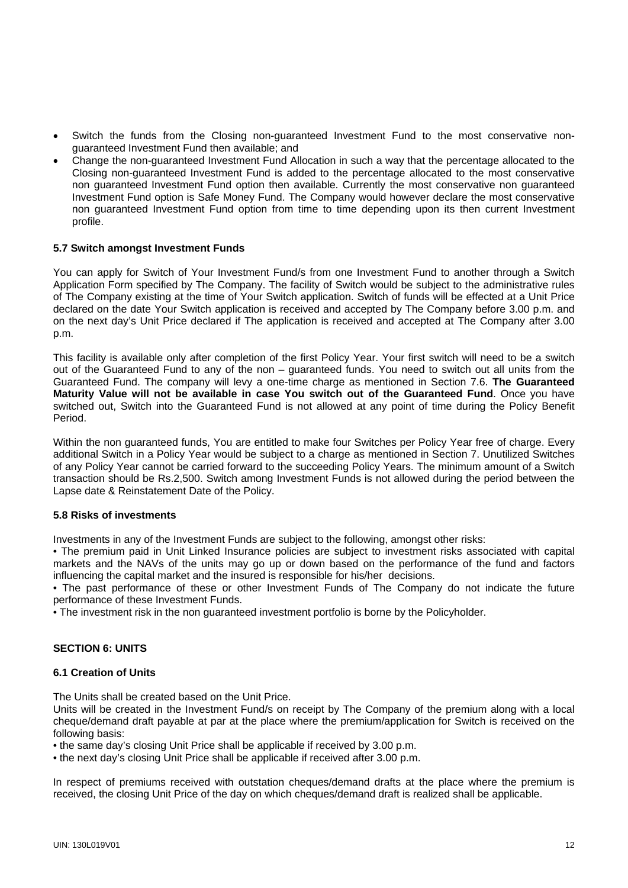- Switch the funds from the Closing non-guaranteed Investment Fund to the most conservative non-guaranteed Investment Fund then available; and
- Change the non-guaranteed Investment Fund Allocation in such a way that the percentage allocated to the Closing non-guaranteed Investment Fund is added to the percentage allocated to the most conservative non guaranteed Investment Fund option then available. Currently the most conservative non guaranteed Investment Fund option is Safe Money Fund. The Company would however declare the most conservative non guaranteed Investment Fund option from time to time depending upon its then current Investment profile.

### 5.7 Switch amongst Investment Funds

You can apply for Switch of Your Investment Fund/s from one Investment Fund to another through a Switch Application Form specified by The Company. The facility of Switch would be subject to the administrative rules of The Company existing at the time of Your Switch application. Switch of funds will be effected at a Unit Price declared on the date Your Switch application is received and accepted by The Company before 3.00 p.m. and on the next day's Unit Price declared if The application is received and accepted at The Company after 3.00 p.m.

This facility is available only after completion of the first Policy Year. Your first switch will need to be a switch out of the Guaranteed Fund to any of the non – guaranteed funds. You need to switch out all units from the Guaranteed Fund. The company will levy a one-time charge as mentioned in Section 7.6. **The Guaranteed Maturity Value will not be available in case You switch out of the Guaranteed Fund**. Once you have switched out, Switch into the Guaranteed Fund is not allowed at any point of time during the Policy Benefit Period.

Within the non guaranteed funds, You are entitled to make four Switches per Policy Year free of charge. Every additional Switch in a Policy Year would be subject to a charge as mentioned in Section 7. Unutilized Switches of any Policy Year cannot be carried forward to the succeeding Policy Years. The minimum amount of a Switch transaction should be Rs.2,500. Switch among Investment Funds is not allowed during the period between the Lapse date & Reinstatement Date of the Policy.

### 5.8 Risks of investments

Investments in any of the Investment Funds are subject to the following, amongst other risks:

• The premium paid in Unit Linked Insurance policies are subject to investment risks associated with capital markets and the NAVs of the units may go up or down based on the performance of the fund and factors influencing the capital market and the insured is responsible for his/her decisions.

• The past performance of these or other Investment Funds of The Company do not indicate the future performance of these Investment Funds.

• The investment risk in the non guaranteed investment portfolio is borne by the Policyholder.

## SECTION 6: UNITS

### 6.1 Creation of Units

The Units shall be created based on the Unit Price.

Units will be created in the Investment Fund/s on receipt by The Company of the premium along with a local cheque/demand draft payable at par at the place where the premium/application for Switch is received on the following basis:

• the same day's closing Unit Price shall be applicable if received by 3.00 p.m.

• the next day's closing Unit Price shall be applicable if received after 3.00 p.m.

In respect of premiums received with outstation cheques/demand drafts at the place where the premium is received, the closing Unit Price of the day on which cheques/demand draft is realized shall be applicable.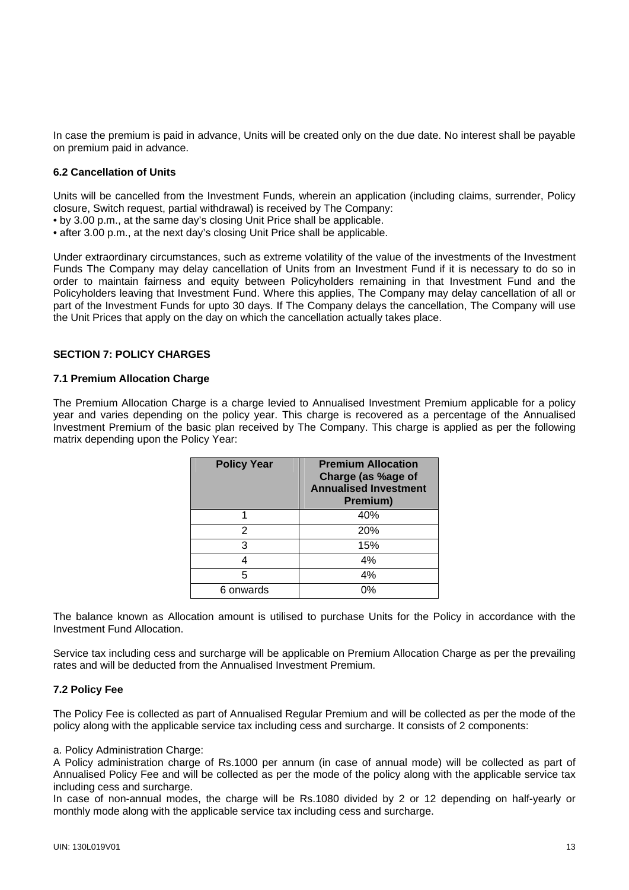In case the premium is paid in advance, Units will be created only on the due date. No interest shall be payable on premium paid in advance.

**6.2 Cancellation of Units**

Units will be cancelled from the Investment Funds, wherein an application (including claims, surrender, Policy closure, Switch request, partial withdrawal) is received by The Company:

- by 3.00 p.m., at the same day's closing Unit Price shall be applicable.
- after 3.00 p.m., at the next day's closing Unit Price shall be applicable.

Under extraordinary circumstances, such as extreme volatility of the value of the investments of the Investment Funds The Company may delay cancellation of Units from an Investment Fund if it is necessary to do so in order to maintain fairness and equity between Policyholders remaining in that Investment Fund and the Policyholders leaving that Investment Fund. Where this applies, The Company may delay cancellation of all or part of the Investment Funds for upto 30 days. If The Company delays the cancellation, The Company will use the Unit Prices that apply on the day on which the cancellation actually takes place.

**SECTION 7: POLICY CHARGES**

**7.1 Premium Allocation Charge**

The Premium Allocation Charge is a charge levied to Annualised Investment Premium applicable for a policy year and varies depending on the policy year. This charge is recovered as a percentage of the Annualised Investment Premium of the basic plan received by The Company. This charge is applied as per the following matrix depending upon the Policy Year:

| Policy Year | Premium Allocation Charge (as %age of Annualised Investment Premium) |
|---|---|
| 1 | 40% |
| 2 | 20% |
| 3 | 15% |
| 4 | 4% |
| 5 | 4% |
| 6 onwards | 0% |

The balance known as Allocation amount is utilised to purchase Units for the Policy in accordance with the Investment Fund Allocation.

Service tax including cess and surcharge will be applicable on Premium Allocation Charge as per the prevailing rates and will be deducted from the Annualised Investment Premium.

**7.2 Policy Fee**

The Policy Fee is collected as part of Annualised Regular Premium and will be collected as per the mode of the policy along with the applicable service tax including cess and surcharge. It consists of 2 components:

a. Policy Administration Charge:

A Policy administration charge of Rs.1000 per annum (in case of annual mode) will be collected as part of Annualised Policy Fee and will be collected as per the mode of the policy along with the applicable service tax including cess and surcharge.

In case of non-annual modes, the charge will be Rs.1080 divided by 2 or 12 depending on half-yearly or monthly mode along with the applicable service tax including cess and surcharge.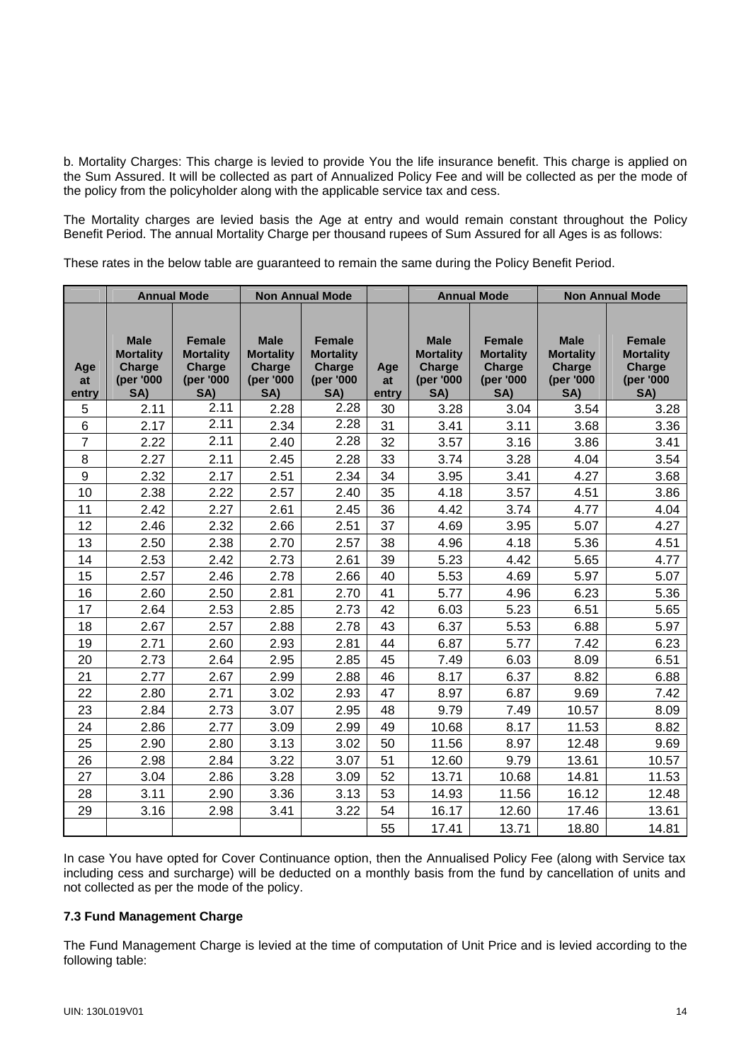b. Mortality Charges: This charge is levied to provide You the life insurance benefit. This charge is applied on the Sum Assured. It will be collected as part of Annualized Policy Fee and will be collected as per the mode of the policy from the policyholder along with the applicable service tax and cess.

The Mortality charges are levied basis the Age at entry and would remain constant throughout the Policy Benefit Period. The annual Mortality Charge per thousand rupees of Sum Assured for all Ages is as follows:

These rates in the below table are guaranteed to remain the same during the Policy Benefit Period.

| | Annual Mode | | Non Annual Mode | | | Annual Mode | | Non Annual Mode | |
|---|---|---|---|---|---|---|---|---|---|
| Age at entry | Male Mortality Charge (per '000 SA) | Female Mortality Charge (per '000 SA) | Male Mortality Charge (per '000 SA) | Female Mortality Charge (per '000 SA) | Age at entry | Male Mortality Charge (per '000 SA) | Female Mortality Charge (per '000 SA) | Male Mortality Charge (per '000 SA) | Female Mortality Charge (per '000 SA) |
| 5 | 2.11 | 2.11 | 2.28 | 2.28 | 30 | 3.28 | 3.04 | 3.54 | 3.28 |
| 6 | 2.17 | 2.11 | 2.34 | 2.28 | 31 | 3.41 | 3.11 | 3.68 | 3.36 |
| 7 | 2.22 | 2.11 | 2.40 | 2.28 | 32 | 3.57 | 3.16 | 3.86 | 3.41 |
| 8 | 2.27 | 2.11 | 2.45 | 2.28 | 33 | 3.74 | 3.28 | 4.04 | 3.54 |
| 9 | 2.32 | 2.17 | 2.51 | 2.34 | 34 | 3.95 | 3.41 | 4.27 | 3.68 |
| 10 | 2.38 | 2.22 | 2.57 | 2.40 | 35 | 4.18 | 3.57 | 4.51 | 3.86 |
| 11 | 2.42 | 2.27 | 2.61 | 2.45 | 36 | 4.42 | 3.74 | 4.77 | 4.04 |
| 12 | 2.46 | 2.32 | 2.66 | 2.51 | 37 | 4.69 | 3.95 | 5.07 | 4.27 |
| 13 | 2.50 | 2.38 | 2.70 | 2.57 | 38 | 4.96 | 4.18 | 5.36 | 4.51 |
| 14 | 2.53 | 2.42 | 2.73 | 2.61 | 39 | 5.23 | 4.42 | 5.65 | 4.77 |
| 15 | 2.57 | 2.46 | 2.78 | 2.66 | 40 | 5.53 | 4.69 | 5.97 | 5.07 |
| 16 | 2.60 | 2.50 | 2.81 | 2.70 | 41 | 5.77 | 4.96 | 6.23 | 5.36 |
| 17 | 2.64 | 2.53 | 2.85 | 2.73 | 42 | 6.03 | 5.23 | 6.51 | 5.65 |
| 18 | 2.67 | 2.57 | 2.88 | 2.78 | 43 | 6.37 | 5.53 | 6.88 | 5.97 |
| 19 | 2.71 | 2.60 | 2.93 | 2.81 | 44 | 6.87 | 5.77 | 7.42 | 6.23 |
| 20 | 2.73 | 2.64 | 2.95 | 2.85 | 45 | 7.49 | 6.03 | 8.09 | 6.51 |
| 21 | 2.77 | 2.67 | 2.99 | 2.88 | 46 | 8.17 | 6.37 | 8.82 | 6.88 |
| 22 | 2.80 | 2.71 | 3.02 | 2.93 | 47 | 8.97 | 6.87 | 9.69 | 7.42 |
| 23 | 2.84 | 2.73 | 3.07 | 2.95 | 48 | 9.79 | 7.49 | 10.57 | 8.09 |
| 24 | 2.86 | 2.77 | 3.09 | 2.99 | 49 | 10.68 | 8.17 | 11.53 | 8.82 |
| 25 | 2.90 | 2.80 | 3.13 | 3.02 | 50 | 11.56 | 8.97 | 12.48 | 9.69 |
| 26 | 2.98 | 2.84 | 3.22 | 3.07 | 51 | 12.60 | 9.79 | 13.61 | 10.57 |
| 27 | 3.04 | 2.86 | 3.28 | 3.09 | 52 | 13.71 | 10.68 | 14.81 | 11.53 |
| 28 | 3.11 | 2.90 | 3.36 | 3.13 | 53 | 14.93 | 11.56 | 16.12 | 12.48 |
| 29 | 3.16 | 2.98 | 3.41 | 3.22 | 54 | 16.17 | 12.60 | 17.46 | 13.61 |
| | | | | | 55 | 17.41 | 13.71 | 18.80 | 14.81 |

In case You have opted for Cover Continuance option, then the Annualised Policy Fee (along with Service tax including cess and surcharge) will be deducted on a monthly basis from the fund by cancellation of units and not collected as per the mode of the policy.

### 7.3 Fund Management Charge

The Fund Management Charge is levied at the time of computation of Unit Price and is levied according to the following table: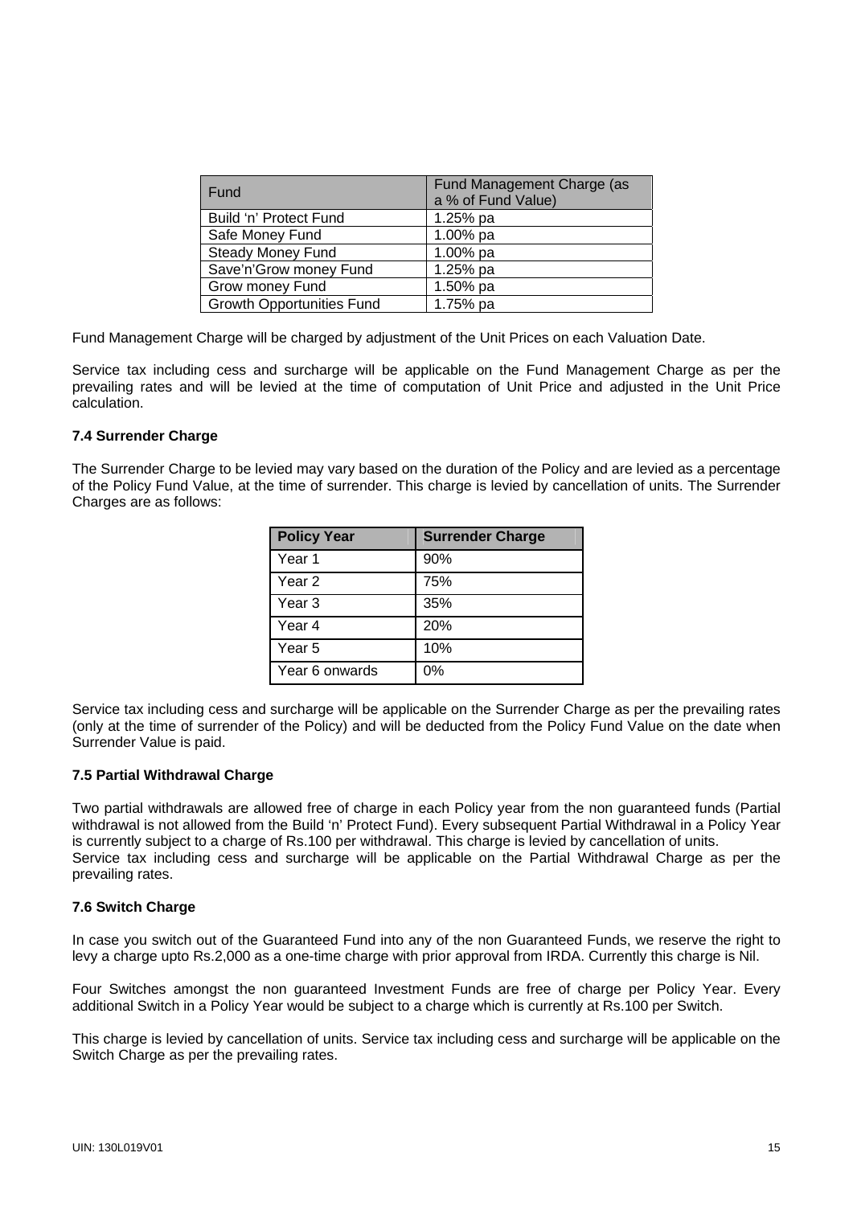| Fund | Fund Management Charge (as a % of Fund Value) |
|---|---|
| Build ‘n’ Protect Fund | 1.25% pa |
| Safe Money Fund | 1.00% pa |
| Steady Money Fund | 1.00% pa |
| Save’n’Grow money Fund | 1.25% pa |
| Grow money Fund | 1.50% pa |
| Growth Opportunities Fund | 1.75% pa |

Fund Management Charge will be charged by adjustment of the Unit Prices on each Valuation Date.

Service tax including cess and surcharge will be applicable on the Fund Management Charge as per the prevailing rates and will be levied at the time of computation of Unit Price and adjusted in the Unit Price calculation.

**7.4 Surrender Charge**

The Surrender Charge to be levied may vary based on the duration of the Policy and are levied as a percentage of the Policy Fund Value, at the time of surrender. This charge is levied by cancellation of units. The Surrender Charges are as follows:

| Policy Year | Surrender Charge |
|---|---|
| Year 1 | 90% |
| Year 2 | 75% |
| Year 3 | 35% |
| Year 4 | 20% |
| Year 5 | 10% |
| Year 6 onwards | 0% |

Service tax including cess and surcharge will be applicable on the Surrender Charge as per the prevailing rates (only at the time of surrender of the Policy) and will be deducted from the Policy Fund Value on the date when Surrender Value is paid.

**7.5 Partial Withdrawal Charge**

Two partial withdrawals are allowed free of charge in each Policy year from the non guaranteed funds (Partial withdrawal is not allowed from the Build ‘n’ Protect Fund). Every subsequent Partial Withdrawal in a Policy Year is currently subject to a charge of Rs.100 per withdrawal. This charge is levied by cancellation of units.
Service tax including cess and surcharge will be applicable on the Partial Withdrawal Charge as per the prevailing rates.

**7.6 Switch Charge**

In case you switch out of the Guaranteed Fund into any of the non Guaranteed Funds, we reserve the right to levy a charge upto Rs.2,000 as a one-time charge with prior approval from IRDA. Currently this charge is Nil.

Four Switches amongst the non guaranteed Investment Funds are free of charge per Policy Year. Every additional Switch in a Policy Year would be subject to a charge which is currently at Rs.100 per Switch.

This charge is levied by cancellation of units. Service tax including cess and surcharge will be applicable on the Switch Charge as per the prevailing rates.

UIN: 130L019V01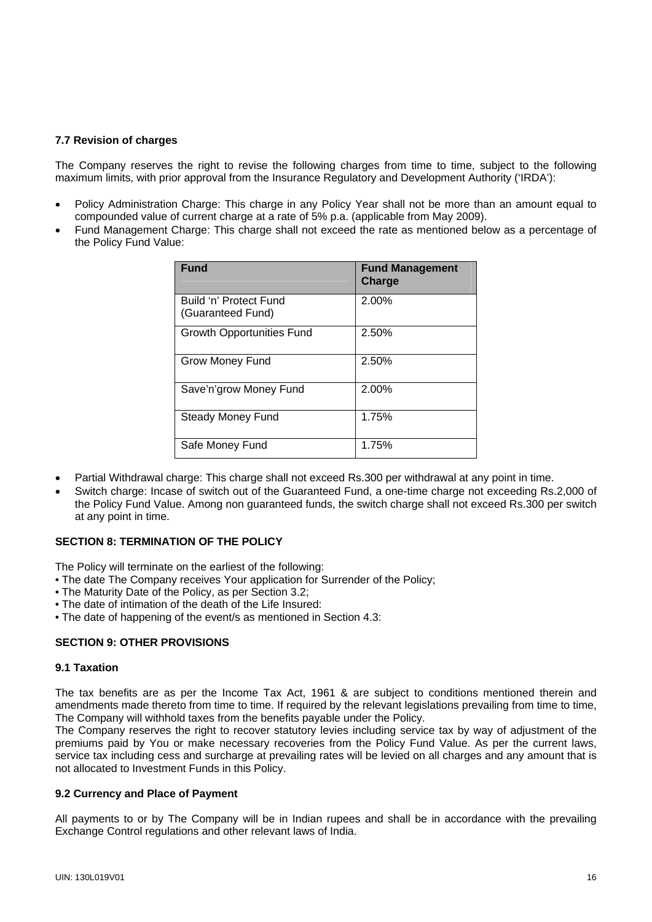### 7.7 Revision of charges

The Company reserves the right to revise the following charges from time to time, subject to the following maximum limits, with prior approval from the Insurance Regulatory and Development Authority ('IRDA'):

- Policy Administration Charge: This charge in any Policy Year shall not be more than an amount equal to compounded value of current charge at a rate of 5% p.a. (applicable from May 2009).
- Fund Management Charge: This charge shall not exceed the rate as mentioned below as a percentage of the Policy Fund Value:

| Fund | Fund Management Charge |
|---|---|
| Build 'n' Protect Fund (Guaranteed Fund) | 2.00% |
| Growth Opportunities Fund | 2.50% |
| Grow Money Fund | 2.50% |
| Save'n'grow Money Fund | 2.00% |
| Steady Money Fund | 1.75% |
| Safe Money Fund | 1.75% |

- Partial Withdrawal charge: This charge shall not exceed Rs.300 per withdrawal at any point in time.
- Switch charge: Incase of switch out of the Guaranteed Fund, a one-time charge not exceeding Rs.2,000 of the Policy Fund Value. Among non guaranteed funds, the switch charge shall not exceed Rs.300 per switch at any point in time.

## SECTION 8: TERMINATION OF THE POLICY

The Policy will terminate on the earliest of the following:

- The date The Company receives Your application for Surrender of the Policy;
- The Maturity Date of the Policy, as per Section 3.2;
- The date of intimation of the death of the Life Insured:
- The date of happening of the event/s as mentioned in Section 4.3:

## SECTION 9: OTHER PROVISIONS

### 9.1 Taxation

The tax benefits are as per the Income Tax Act, 1961 & are subject to conditions mentioned therein and amendments made thereto from time to time. If required by the relevant legislations prevailing from time to time, The Company will withhold taxes from the benefits payable under the Policy.

The Company reserves the right to recover statutory levies including service tax by way of adjustment of the premiums paid by You or make necessary recoveries from the Policy Fund Value. As per the current laws, service tax including cess and surcharge at prevailing rates will be levied on all charges and any amount that is not allocated to Investment Funds in this Policy.

### 9.2 Currency and Place of Payment

All payments to or by The Company will be in Indian rupees and shall be in accordance with the prevailing Exchange Control regulations and other relevant laws of India.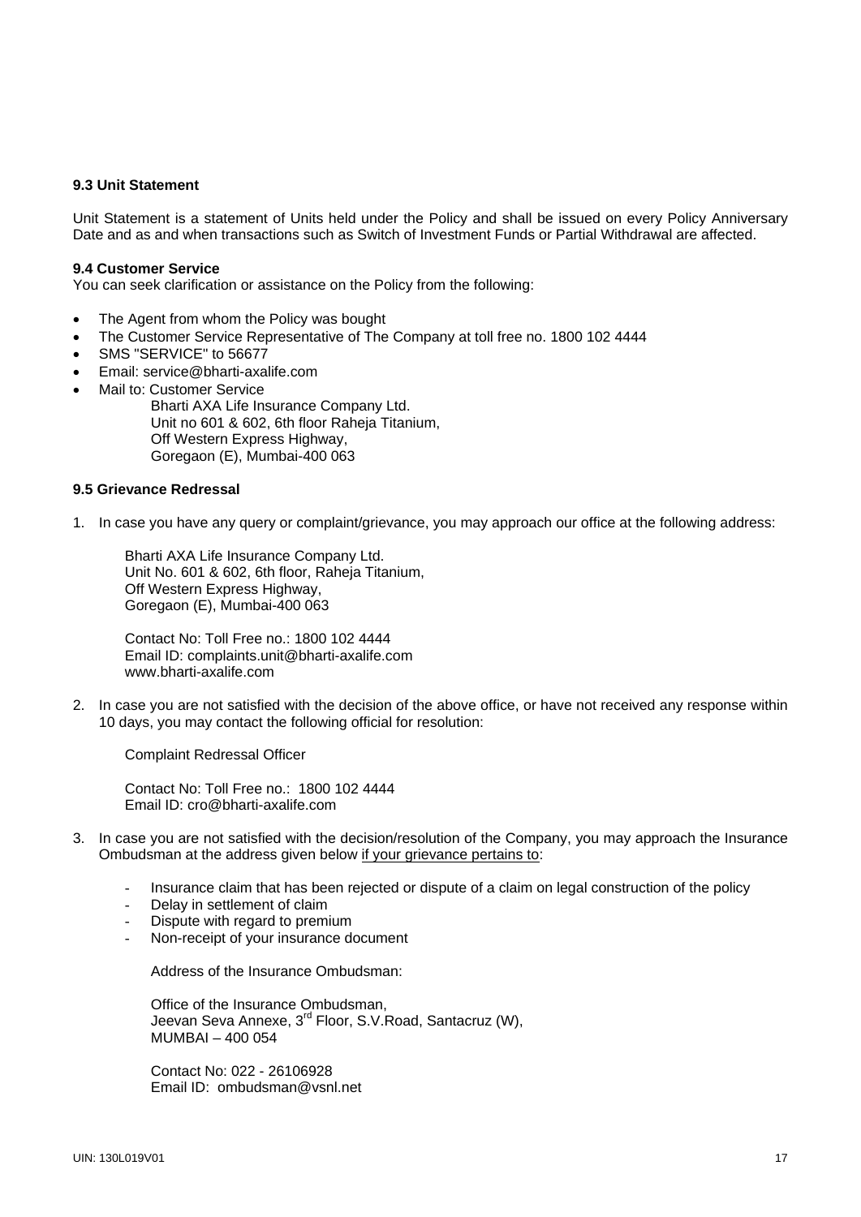### 9.3 Unit Statement

Unit Statement is a statement of Units held under the Policy and shall be issued on every Policy Anniversary Date and as and when transactions such as Switch of Investment Funds or Partial Withdrawal are affected.

### 9.4 Customer Service

You can seek clarification or assistance on the Policy from the following:

- The Agent from whom the Policy was bought
- The Customer Service Representative of The Company at toll free no. 1800 102 4444
- SMS "SERVICE" to 56677
- Email: service@bharti-axalife.com
- Mail to: Customer Service
  Bharti AXA Life Insurance Company Ltd.
  Unit no 601 & 602, 6th floor Raheja Titanium,
  Off Western Express Highway,
  Goregaon (E), Mumbai-400 063

### 9.5 Grievance Redressal

1. In case you have any query or complaint/grievance, you may approach our office at the following address:

   Bharti AXA Life Insurance Company Ltd.
   Unit No. 601 & 602, 6th floor, Raheja Titanium,
   Off Western Express Highway,
   Goregaon (E), Mumbai-400 063

   Contact No: Toll Free no.: 1800 102 4444
   Email ID: complaints.unit@bharti-axalife.com
   www.bharti-axalife.com

2. In case you are not satisfied with the decision of the above office, or have not received any response within 10 days, you may contact the following official for resolution:

   Complaint Redressal Officer

   Contact No: Toll Free no.: 1800 102 4444
   Email ID: cro@bharti-axalife.com

3. In case you are not satisfied with the decision/resolution of the Company, you may approach the Insurance Ombudsman at the address given below <u>if your grievance pertains to</u>:

   - Insurance claim that has been rejected or dispute of a claim on legal construction of the policy
   - Delay in settlement of claim
   - Dispute with regard to premium
   - Non-receipt of your insurance document

   Address of the Insurance Ombudsman:

   Office of the Insurance Ombudsman,
   Jeevan Seva Annexe, 3rd Floor, S.V.Road, Santacruz (W),
   MUMBAI – 400 054

   Contact No: 022 - 26106928
   Email ID: ombudsman@vsnl.net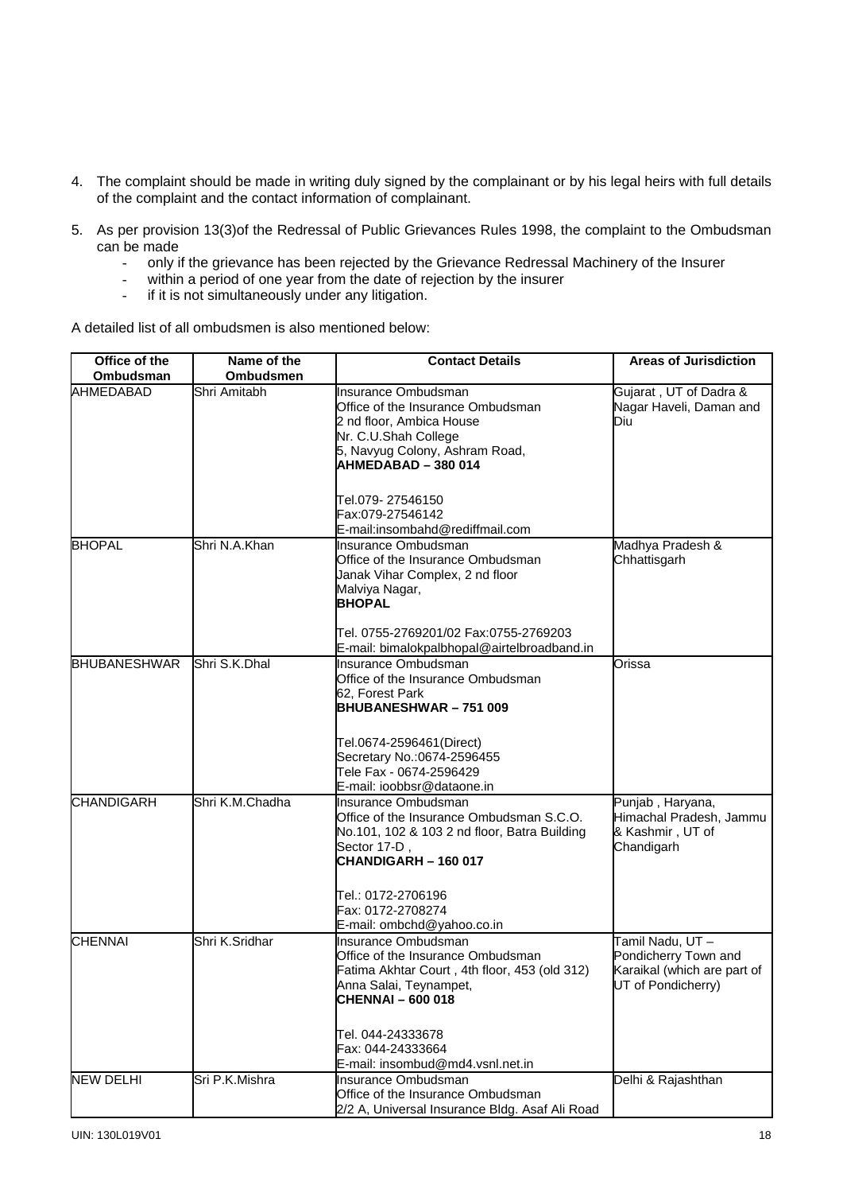4. The complaint should be made in writing duly signed by the complainant or by his legal heirs with full details of the complaint and the contact information of complainant.

5. As per provision 13(3)of the Redressal of Public Grievances Rules 1998, the complaint to the Ombudsman can be made
   - only if the grievance has been rejected by the Grievance Redressal Machinery of the Insurer
   - within a period of one year from the date of rejection by the insurer
   - if it is not simultaneously under any litigation.

A detailed list of all ombudsmen is also mentioned below:

| Office of the Ombudsman | Name of the Ombudsmen | Contact Details | Areas of Jurisdiction |
|---|---|---|---|
| AHMEDABAD | Shri Amitabh | Insurance Ombudsman<br>Office of the Insurance Ombudsman<br>2 nd floor, Ambica House<br>Nr. C.U.Shah College<br>5, Navyug Colony, Ashram Road,<br>**AHMEDABAD – 380 014**<br><br>Tel.079- 27546150<br>Fax:079-27546142<br>E-mail:insombahd@rediffmail.com | Gujarat , UT of Dadra & Nagar Haveli, Daman and Diu |
| BHOPAL | Shri N.A.Khan | Insurance Ombudsman<br>Office of the Insurance Ombudsman<br>Janak Vihar Complex, 2 nd floor<br>Malviya Nagar,<br>**BHOPAL**<br><br>Tel. 0755-2769201/02 Fax:0755-2769203<br>E-mail: bimalokpalbhopal@airtelbroadband.in | Madhya Pradesh & Chhattisgarh |
| BHUBANESHWAR | Shri S.K.Dhal | Insurance Ombudsman<br>Office of the Insurance Ombudsman<br>62, Forest Park<br>**BHUBANESHWAR – 751 009**<br><br>Tel.0674-2596461(Direct)<br>Secretary No.:0674-2596455<br>Tele Fax - 0674-2596429<br>E-mail: ioobbsr@dataone.in | Orissa |
| CHANDIGARH | Shri K.M.Chadha | Insurance Ombudsman<br>Office of the Insurance Ombudsman S.C.O. No.101, 102 & 103 2 nd floor, Batra Building Sector 17-D ,<br>**CHANDIGARH – 160 017**<br><br>Tel.: 0172-2706196<br>Fax: 0172-2708274<br>E-mail: ombchd@yahoo.co.in | Punjab , Haryana, Himachal Pradesh, Jammu & Kashmir , UT of Chandigarh |
| CHENNAI | Shri K.Sridhar | Insurance Ombudsman<br>Office of the Insurance Ombudsman<br>Fatima Akhtar Court , 4th floor, 453 (old 312) Anna Salai, Teynampet,<br>**CHENNAI – 600 018**<br><br>Tel. 044-24333678<br>Fax: 044-24333664<br>E-mail: insombud@md4.vsnl.net.in | Tamil Nadu, UT – Pondicherry Town and Karaikal (which are part of UT of Pondicherry) |
| NEW DELHI | Sri P.K.Mishra | Insurance Ombudsman<br>Office of the Insurance Ombudsman<br>2/2 A, Universal Insurance Bldg. Asaf Ali Road | Delhi & Rajashthan |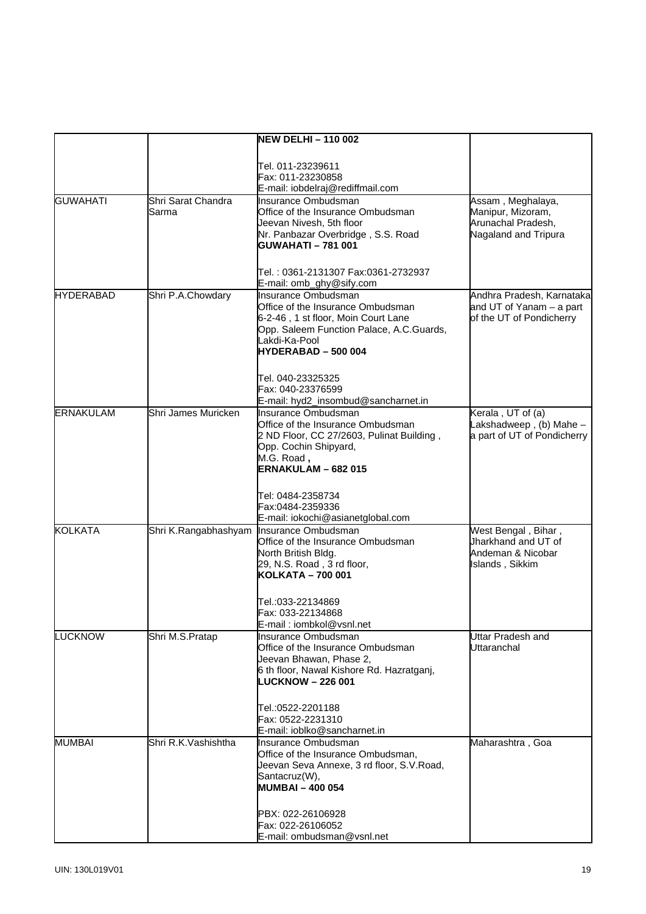| | | | |
|---|---|---|---|
| | | **NEW DELHI – 110 002**<br><br>Tel. 011-23239611<br>Fax: 011-23230858<br>E-mail: iobdelraj@rediffmail.com | |
| GUWAHATI | Shri Sarat Chandra Sarma | Insurance Ombudsman<br>Office of the Insurance Ombudsman<br>Jeevan Nivesh, 5th floor<br>Nr. Panbazar Overbridge , S.S. Road<br>**GUWAHATI – 781 001**<br><br>Tel. : 0361-2131307 Fax:0361-2732937<br>E-mail: omb_ghy@sify.com | Assam , Meghalaya, Manipur, Mizoram, Arunachal Pradesh, Nagaland and Tripura |
| HYDERABAD | Shri P.A.Chowdary | Insurance Ombudsman<br>Office of the Insurance Ombudsman<br>6-2-46 , 1 st floor, Moin Court Lane<br>Opp. Saleem Function Palace, A.C.Guards, Lakdi-Ka-Pool<br>**HYDERABAD – 500 004**<br><br>Tel. 040-23325325<br>Fax: 040-23376599<br>E-mail: hyd2_insombud@sancharnet.in | Andhra Pradesh, Karnataka and UT of Yanam – a part of the UT of Pondicherry |
| ERNAKULAM | Shri James Muricken | Insurance Ombudsman<br>Office of the Insurance Ombudsman<br>2 ND Floor, CC 27/2603, Pulinat Building ,<br>Opp. Cochin Shipyard,<br>M.G. Road **,**<br>**ERNAKULAM – 682 015**<br><br>Tel: 0484-2358734<br>Fax:0484-2359336<br>E-mail: iokochi@asianetglobal.com | Kerala , UT of (a) Lakshadweep , (b) Mahe – a part of UT of Pondicherry |
| KOLKATA | Shri K.Rangabhashyam | Insurance Ombudsman<br>Office of the Insurance Ombudsman<br>North British Bldg.<br>29, N.S. Road , 3 rd floor,<br>**KOLKATA – 700 001**<br><br>Tel.:033-22134869<br>Fax: 033-22134868<br>E-mail : iombkol@vsnl.net | West Bengal , Bihar , Jharkhand and UT of Andeman & Nicobar Islands , Sikkim |
| LUCKNOW | Shri M.S.Pratap | Insurance Ombudsman<br>Office of the Insurance Ombudsman<br>Jeevan Bhawan, Phase 2,<br>6 th floor, Nawal Kishore Rd. Hazratganj,<br>**LUCKNOW – 226 001**<br><br>Tel.:0522-2201188<br>Fax: 0522-2231310<br>E-mail: ioblko@sancharnet.in | Uttar Pradesh and Uttaranchal |
| MUMBAI | Shri R.K.Vashishtha | Insurance Ombudsman<br>Office of the Insurance Ombudsman,<br>Jeevan Seva Annexe, 3 rd floor, S.V.Road, Santacruz(W),<br>**MUMBAI – 400 054**<br><br>PBX: 022-26106928<br>Fax: 022-26106052<br>E-mail: ombudsman@vsnl.net | Maharashtra , Goa |

UIN: 130L019V01